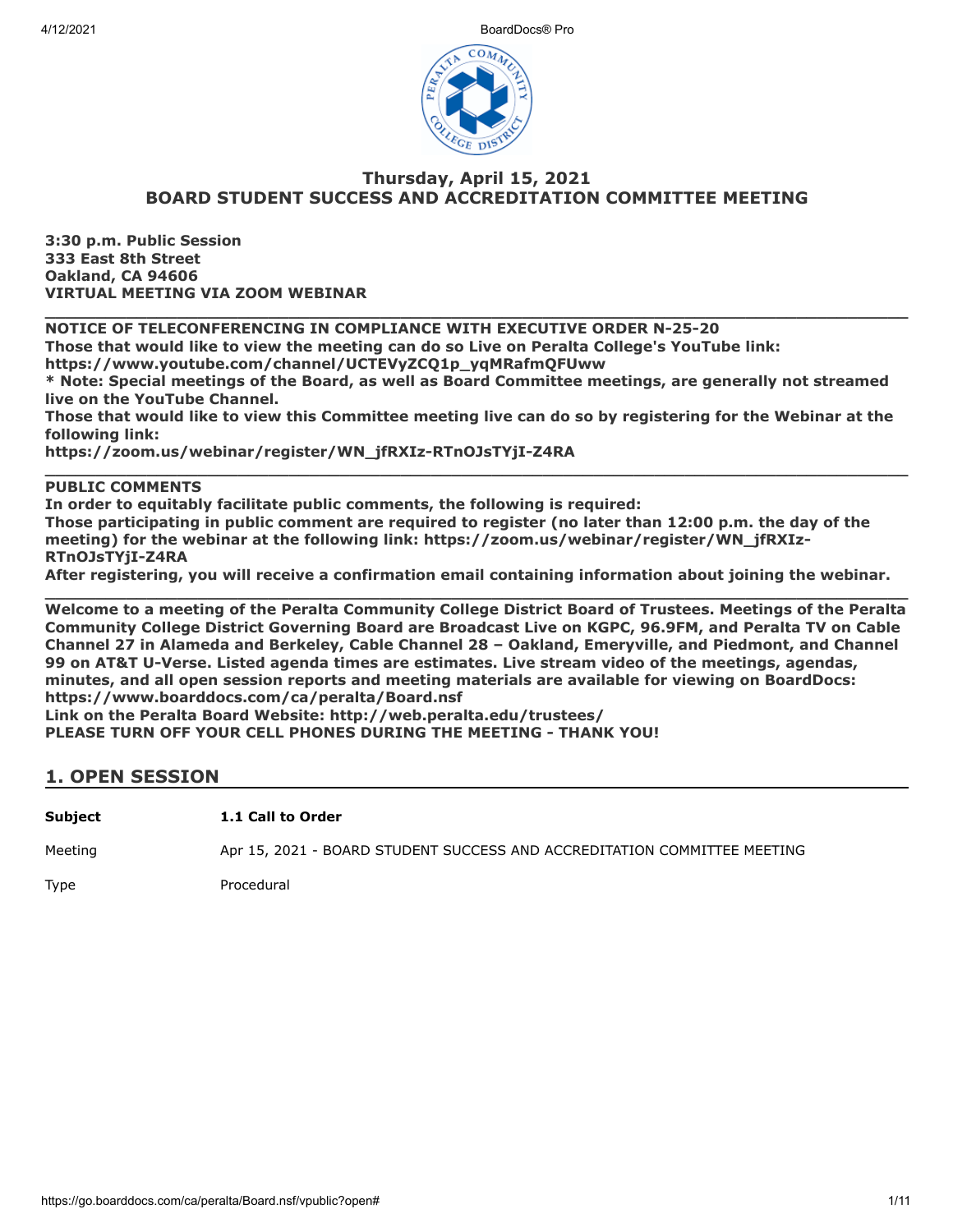# Thursday, April 15, 2021
# BOARD STUDENT SUCCESS AND ACCREDITATION COMMITTEE MEETING

**3:30 p.m. Public Session**
**333 East 8th Street**
**Oakland, CA 94606**
**VIRTUAL MEETING VIA ZOOM WEBINAR**

---

**NOTICE OF TELECONFERENCING IN COMPLIANCE WITH EXECUTIVE ORDER N-25-20**
**Those that would like to view the meeting can do so Live on Peralta College's YouTube link:**
**https://www.youtube.com/channel/UCTEVyZCQ1p_yqMRafmQFUww**
*** Note: Special meetings of the Board, as well as Board Committee meetings, are generally not streamed live on the YouTube Channel.**
**Those that would like to view this Committee meeting live can do so by registering for the Webinar at the following link:**
**https://zoom.us/webinar/register/WN_jfRXIz-RTnOJsTYjI-Z4RA**

---

**PUBLIC COMMENTS**
**In order to equitably facilitate public comments, the following is required:**
**Those participating in public comment are required to register (no later than 12:00 p.m. the day of the meeting) for the webinar at the following link: https://zoom.us/webinar/register/WN_jfRXIz-RTnOJsTYjI-Z4RA**
**After registering, you will receive a confirmation email containing information about joining the webinar.**

---

**Welcome to a meeting of the Peralta Community College District Board of Trustees. Meetings of the Peralta Community College District Governing Board are Broadcast Live on KGPC, 96.9FM, and Peralta TV on Cable Channel 27 in Alameda and Berkeley, Cable Channel 28 – Oakland, Emeryville, and Piedmont, and Channel 99 on AT&T U-Verse. Listed agenda times are estimates. Live stream video of the meetings, agendas, minutes, and all open session reports and meeting materials are available for viewing on BoardDocs: https://www.boarddocs.com/ca/peralta/Board.nsf**
**Link on the Peralta Board Website: http://web.peralta.edu/trustees/**
**PLEASE TURN OFF YOUR CELL PHONES DURING THE MEETING - THANK YOU!**

## 1. OPEN SESSION

| | |
|---|---|
| **Subject** | **1.1 Call to Order** |
| Meeting | Apr 15, 2021 - BOARD STUDENT SUCCESS AND ACCREDITATION COMMITTEE MEETING |
| Type | Procedural |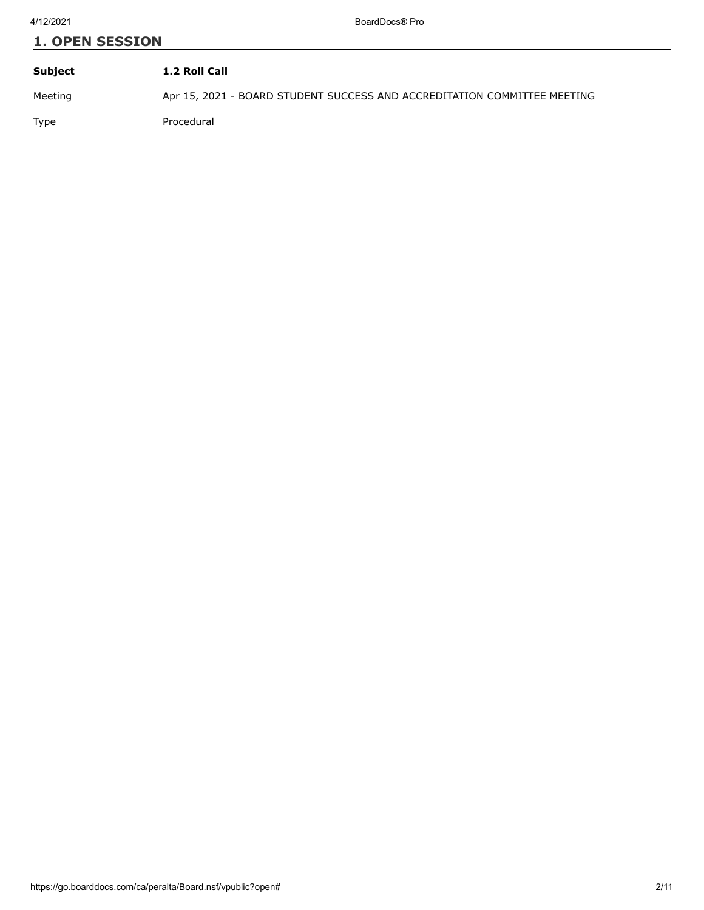## 1. OPEN SESSION

| Subject | 1.2 Roll Call |
| --- | --- |
| Meeting | Apr 15, 2021 - BOARD STUDENT SUCCESS AND ACCREDITATION COMMITTEE MEETING |
| Type | Procedural |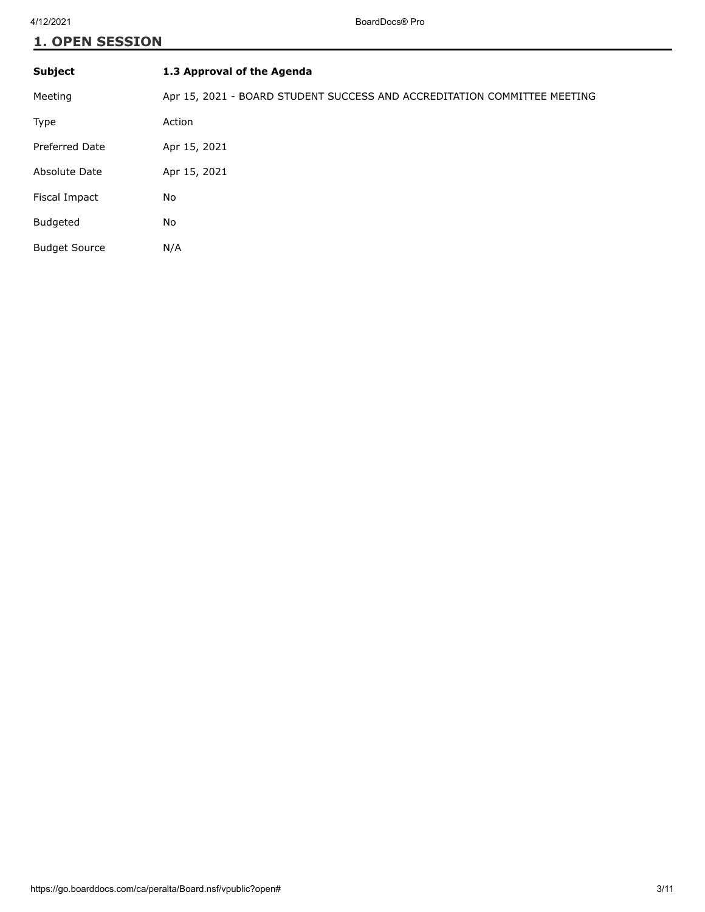## 1. OPEN SESSION

| Subject | 1.3 Approval of the Agenda |
| --- | --- |
| Meeting | Apr 15, 2021 - BOARD STUDENT SUCCESS AND ACCREDITATION COMMITTEE MEETING |
| Type | Action |
| Preferred Date | Apr 15, 2021 |
| Absolute Date | Apr 15, 2021 |
| Fiscal Impact | No |
| Budgeted | No |
| Budget Source | N/A |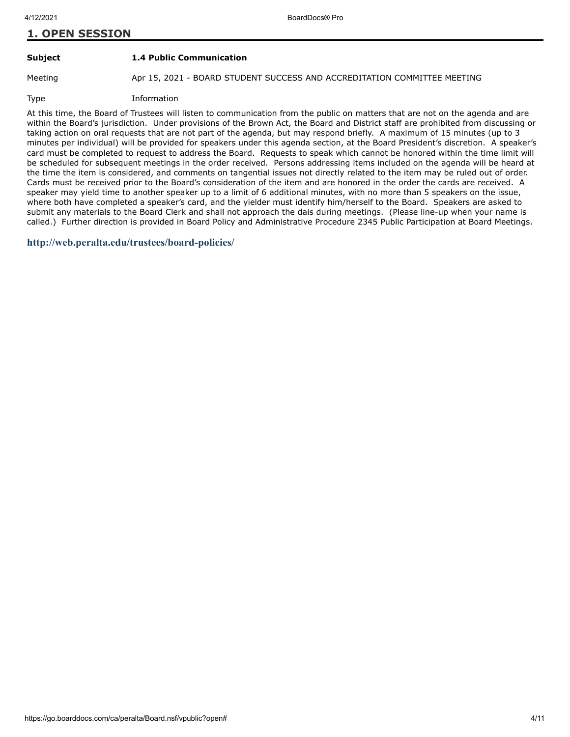## 1. OPEN SESSION

| | |
|---|---|
| **Subject** | **1.4 Public Communication** |
| Meeting | Apr 15, 2021 - BOARD STUDENT SUCCESS AND ACCREDITATION COMMITTEE MEETING |
| Type | Information |

At this time, the Board of Trustees will listen to communication from the public on matters that are not on the agenda and are within the Board's jurisdiction. Under provisions of the Brown Act, the Board and District staff are prohibited from discussing or taking action on oral requests that are not part of the agenda, but may respond briefly. A maximum of 15 minutes (up to 3 minutes per individual) will be provided for speakers under this agenda section, at the Board President's discretion. A speaker's card must be completed to request to address the Board. Requests to speak which cannot be honored within the time limit will be scheduled for subsequent meetings in the order received. Persons addressing items included on the agenda will be heard at the time the item is considered, and comments on tangential issues not directly related to the item may be ruled out of order. Cards must be received prior to the Board's consideration of the item and are honored in the order the cards are received. A speaker may yield time to another speaker up to a limit of 6 additional minutes, with no more than 5 speakers on the issue, where both have completed a speaker's card, and the yielder must identify him/herself to the Board. Speakers are asked to submit any materials to the Board Clerk and shall not approach the dais during meetings. (Please line-up when your name is called.) Further direction is provided in Board Policy and Administrative Procedure 2345 Public Participation at Board Meetings.

**http://web.peralta.edu/trustees/board-policies/**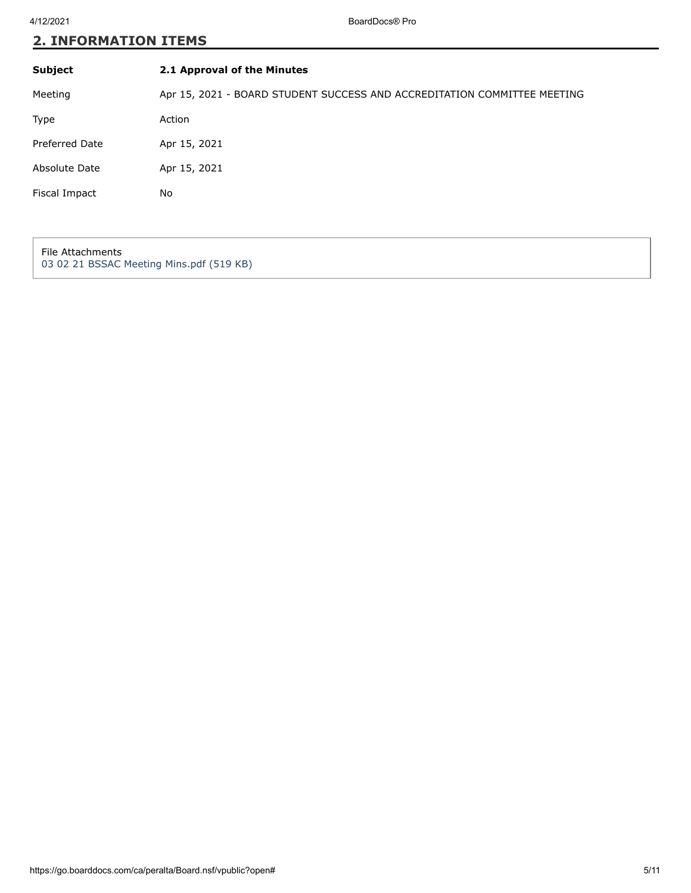## 2. INFORMATION ITEMS

| Subject | 2.1 Approval of the Minutes |
|---|---|
| Meeting | Apr 15, 2021 - BOARD STUDENT SUCCESS AND ACCREDITATION COMMITTEE MEETING |
| Type | Action |
| Preferred Date | Apr 15, 2021 |
| Absolute Date | Apr 15, 2021 |
| Fiscal Impact | No |

File Attachments
03 02 21 BSSAC Meeting Mins.pdf (519 KB)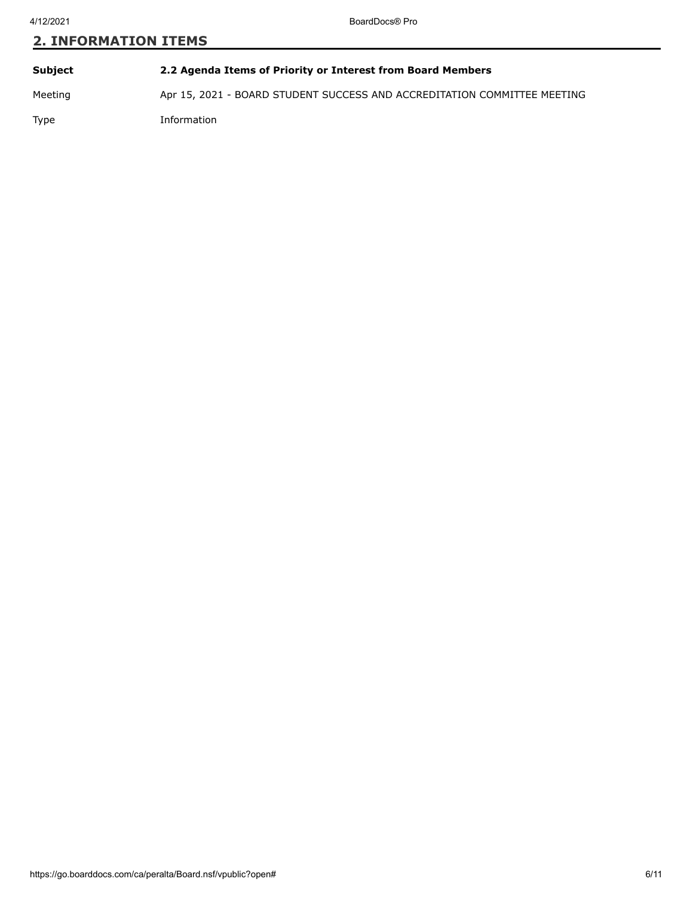## 2. INFORMATION ITEMS

| | |
|---|---|
| **Subject** | **2.2 Agenda Items of Priority or Interest from Board Members** |
| Meeting | Apr 15, 2021 - BOARD STUDENT SUCCESS AND ACCREDITATION COMMITTEE MEETING |
| Type | Information |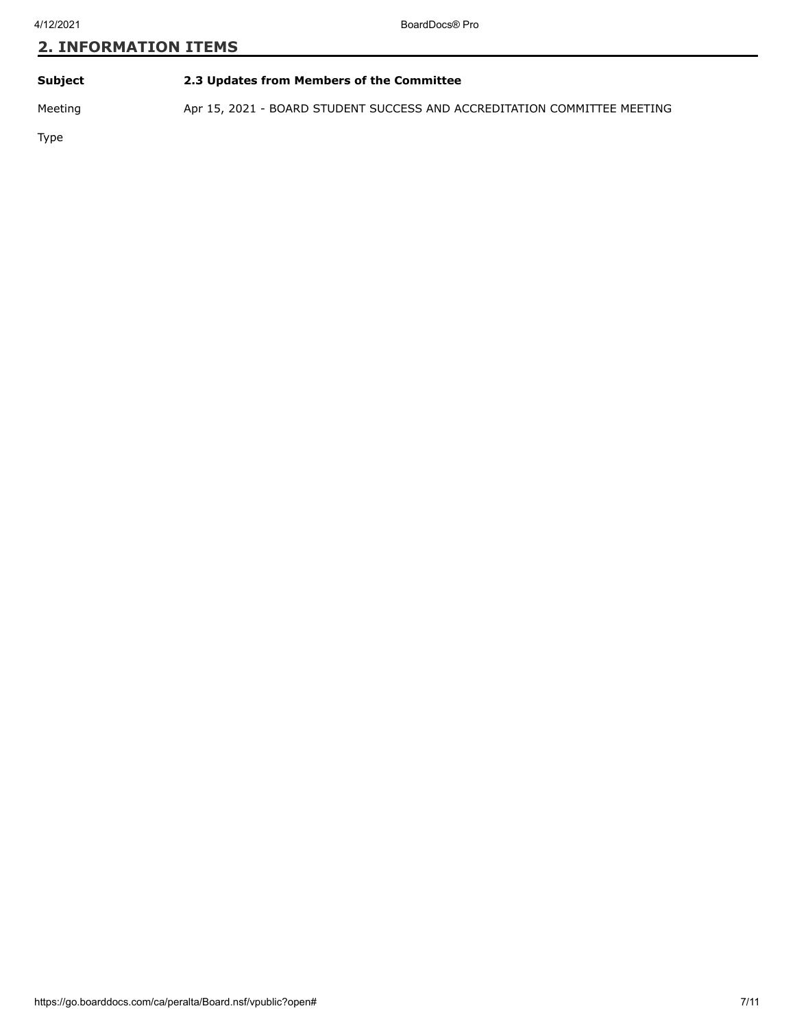## 2. INFORMATION ITEMS

| | |
|---|---|
| **Subject** | **2.3 Updates from Members of the Committee** |
| Meeting | Apr 15, 2021 - BOARD STUDENT SUCCESS AND ACCREDITATION COMMITTEE MEETING |
| Type | |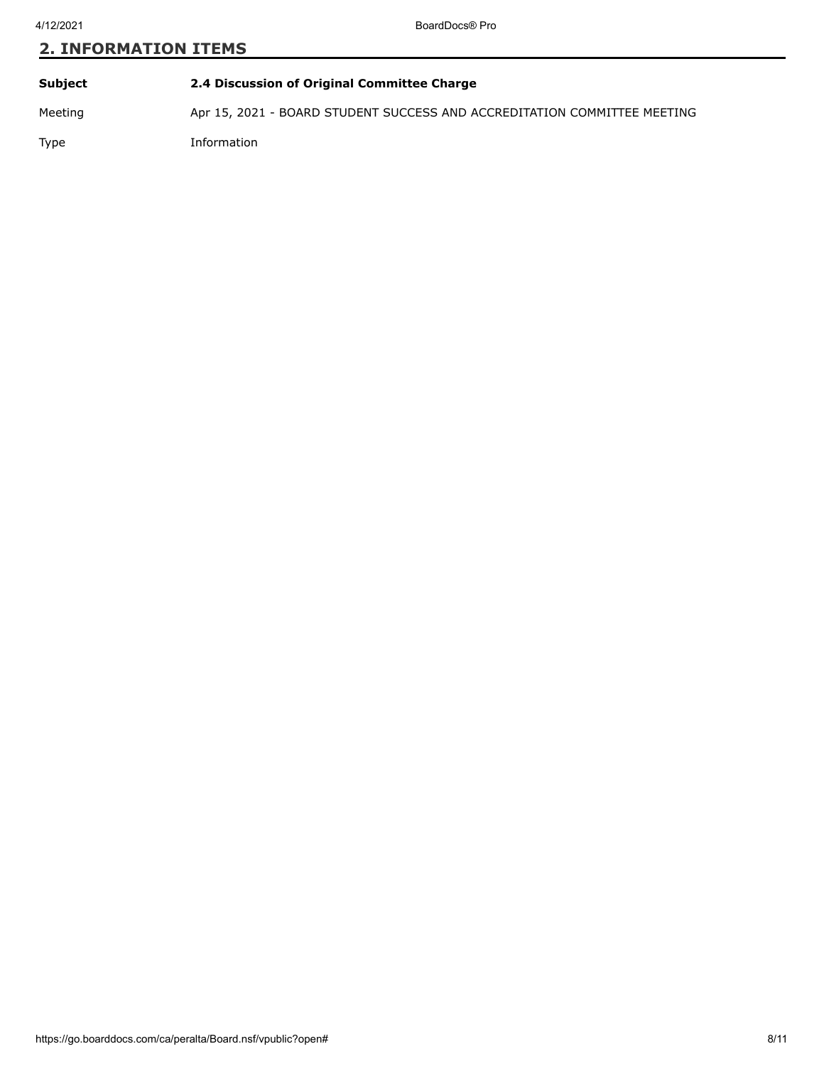## 2. INFORMATION ITEMS

| | |
|---|---|
| **Subject** | **2.4 Discussion of Original Committee Charge** |
| Meeting | Apr 15, 2021 - BOARD STUDENT SUCCESS AND ACCREDITATION COMMITTEE MEETING |
| Type | Information |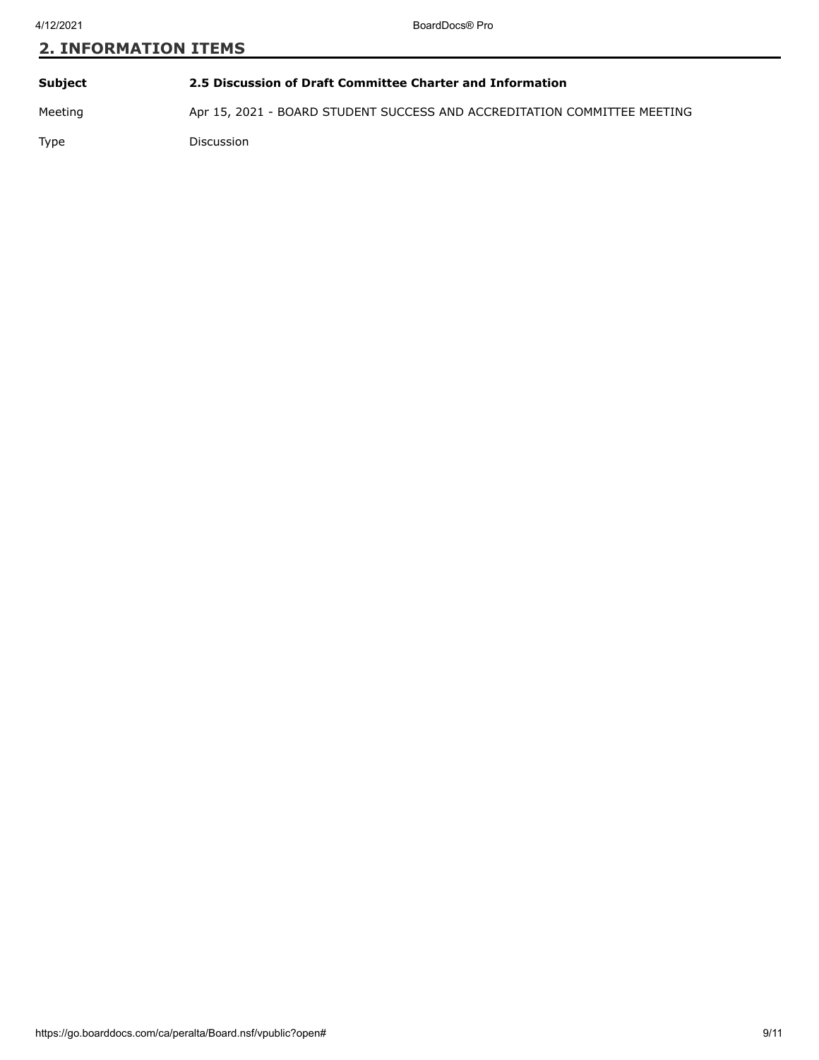## 2. INFORMATION ITEMS

| | |
|---|---|
| **Subject** | **2.5 Discussion of Draft Committee Charter and Information** |
| Meeting | Apr 15, 2021 - BOARD STUDENT SUCCESS AND ACCREDITATION COMMITTEE MEETING |
| Type | Discussion |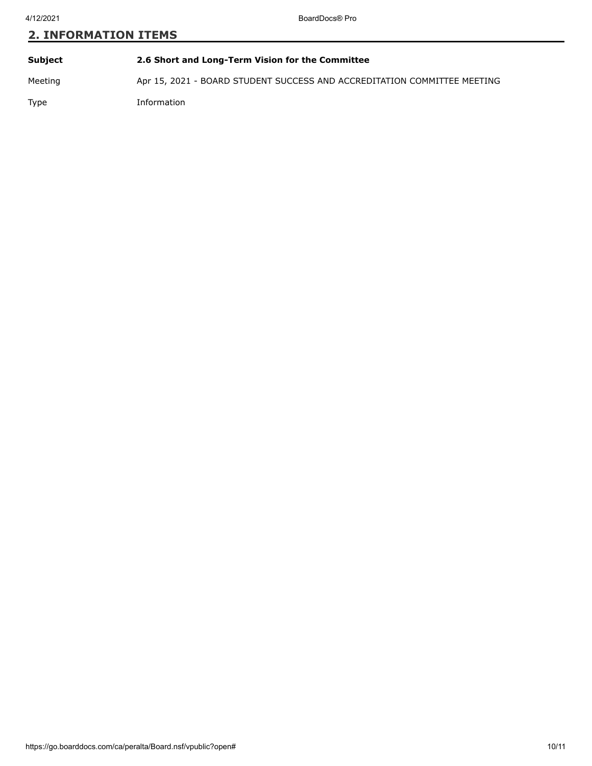## 2. INFORMATION ITEMS

| | |
|---|---|
| **Subject** | **2.6 Short and Long-Term Vision for the Committee** |
| Meeting | Apr 15, 2021 - BOARD STUDENT SUCCESS AND ACCREDITATION COMMITTEE MEETING |
| Type | Information |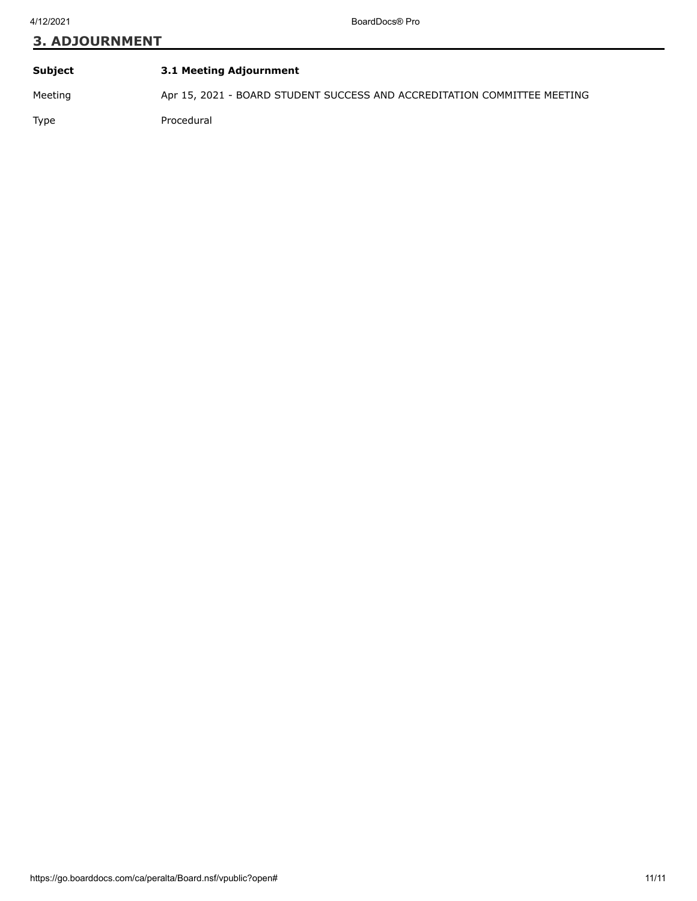## 3. ADJOURNMENT

| | |
|---|---|
| **Subject** | **3.1 Meeting Adjournment** |
| Meeting | Apr 15, 2021 - BOARD STUDENT SUCCESS AND ACCREDITATION COMMITTEE MEETING |
| Type | Procedural |